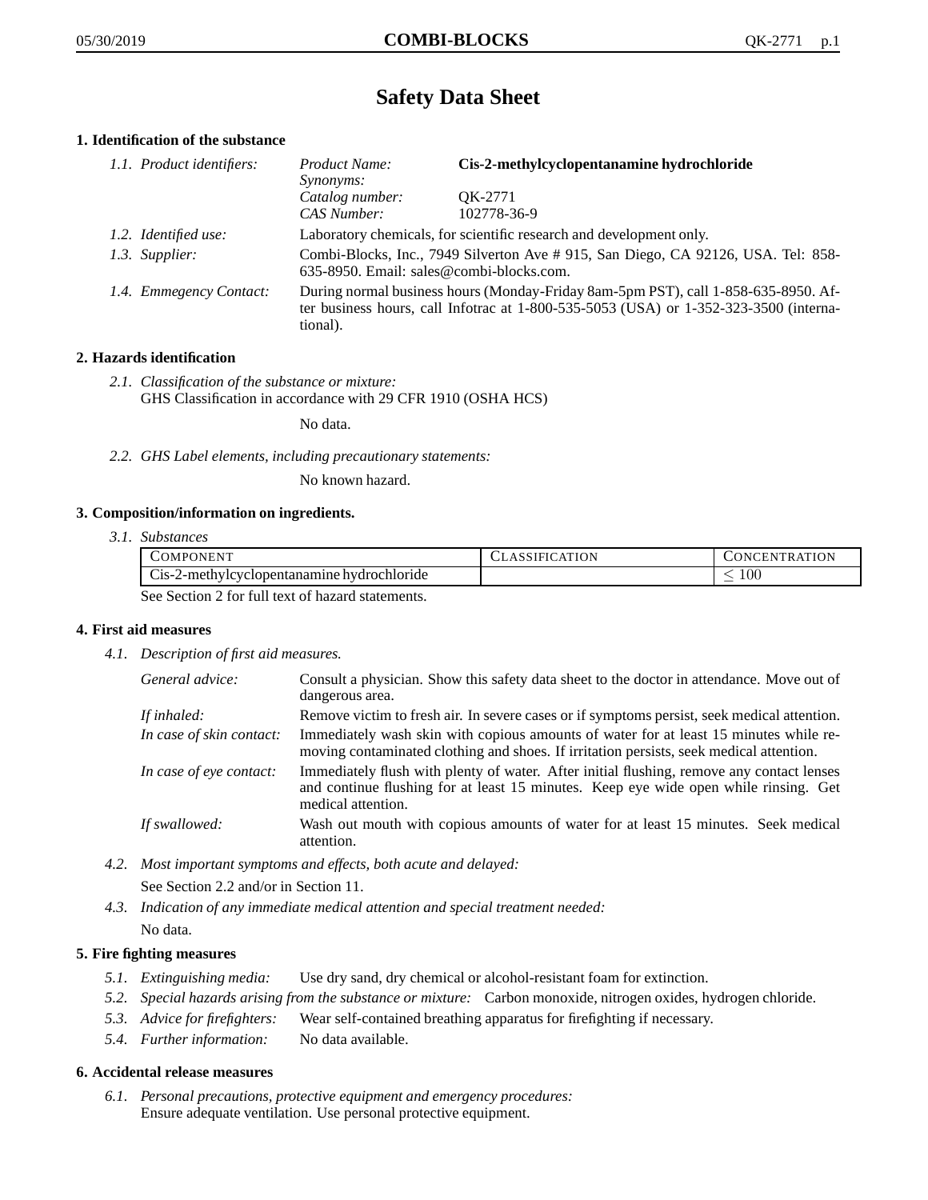# Safety Data Sheet

## 1. Identification of the substance

*1.1. Product identifiers:*

| | |
|---|---|
| *Product Name:* | **Cis-2-methylcyclopentanamine hydrochloride** |
| *Synonyms:* | |
| *Catalog number:* | QK-2771 |
| *CAS Number:* | 102778-36-9 |

*1.2. Identified use:* Laboratory chemicals, for scientific research and development only.

*1.3. Supplier:* Combi-Blocks, Inc., 7949 Silverton Ave # 915, San Diego, CA 92126, USA. Tel: 858-635-8950. Email: sales@combi-blocks.com.

*1.4. Emmegency Contact:* During normal business hours (Monday-Friday 8am-5pm PST), call 1-858-635-8950. After business hours, call Infotrac at 1-800-535-5053 (USA) or 1-352-323-3500 (international).

## 2. Hazards identification

*2.1. Classification of the substance or mixture:*
GHS Classification in accordance with 29 CFR 1910 (OSHA HCS)

No data.

*2.2. GHS Label elements, including precautionary statements:*

No known hazard.

## 3. Composition/information on ingredients.

*3.1. Substances*

| Component | Classification | Concentration |
|---|---|---|
| Cis-2-methylcyclopentanamine hydrochloride | | $\leq 100$ |

See Section 2 for full text of hazard statements.

## 4. First aid measures

*4.1. Description of first aid measures.*

*General advice:* Consult a physician. Show this safety data sheet to the doctor in attendance. Move out of dangerous area.

*If inhaled:* Remove victim to fresh air. In severe cases or if symptoms persist, seek medical attention.

*In case of skin contact:* Immediately wash skin with copious amounts of water for at least 15 minutes while removing contaminated clothing and shoes. If irritation persists, seek medical attention.

*In case of eye contact:* Immediately flush with plenty of water. After initial flushing, remove any contact lenses and continue flushing for at least 15 minutes. Keep eye wide open while rinsing. Get medical attention.

*If swallowed:* Wash out mouth with copious amounts of water for at least 15 minutes. Seek medical attention.

*4.2. Most important symptoms and effects, both acute and delayed:*
See Section 2.2 and/or in Section 11.

*4.3. Indication of any immediate medical attention and special treatment needed:*
No data.

## 5. Fire fighting measures

*5.1. Extinguishing media:* Use dry sand, dry chemical or alcohol-resistant foam for extinction.

*5.2. Special hazards arising from the substance or mixture:* Carbon monoxide, nitrogen oxides, hydrogen chloride.

*5.3. Advice for firefighters:* Wear self-contained breathing apparatus for firefighting if necessary.

*5.4. Further information:* No data available.

## 6. Accidental release measures

*6.1. Personal precautions, protective equipment and emergency procedures:*
Ensure adequate ventilation. Use personal protective equipment.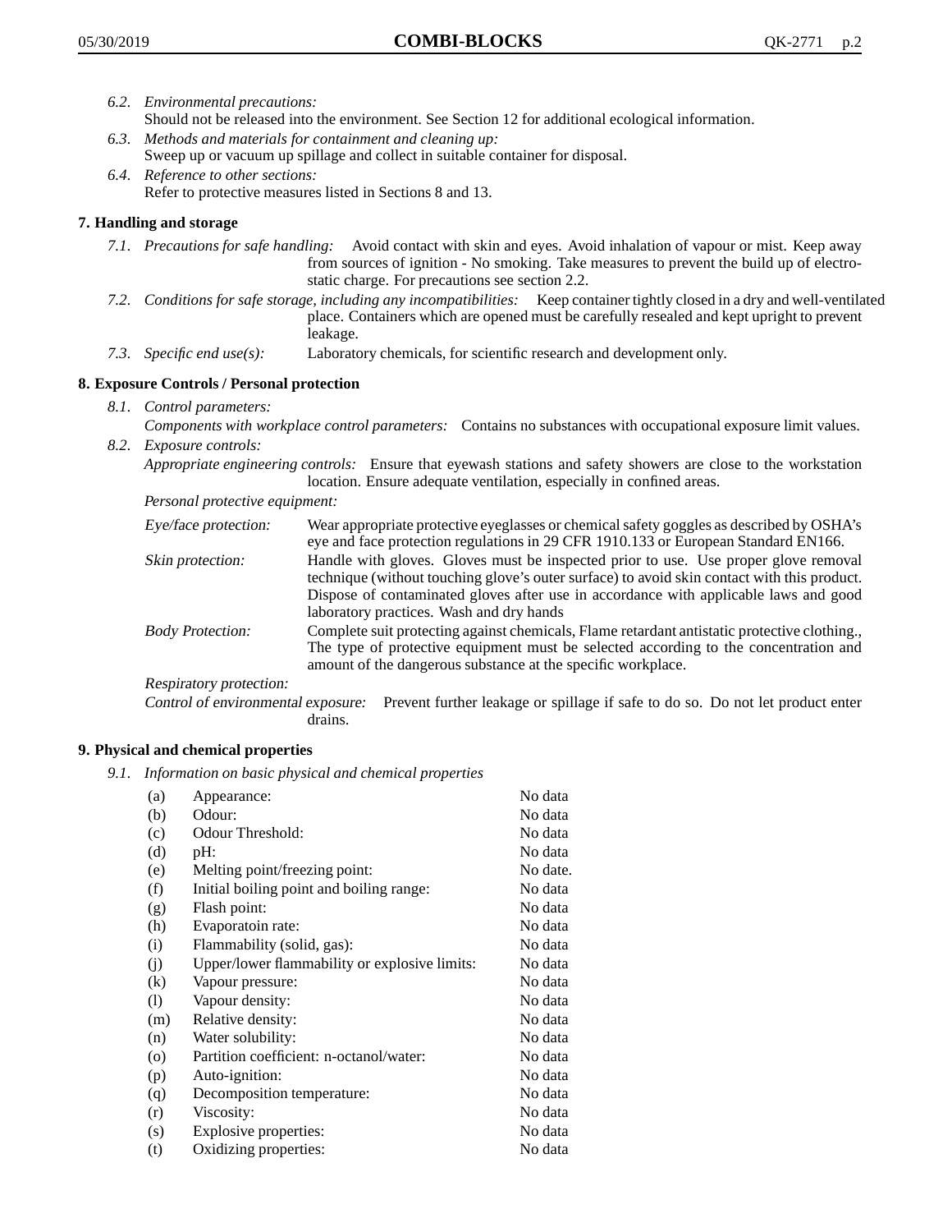6.2. *Environmental precautions:*
Should not be released into the environment. See Section 12 for additional ecological information.

6.3. *Methods and materials for containment and cleaning up:*
Sweep up or vacuum up spillage and collect in suitable container for disposal.

6.4. *Reference to other sections:*
Refer to protective measures listed in Sections 8 and 13.

## 7. Handling and storage

7.1. *Precautions for safe handling:* Avoid contact with skin and eyes. Avoid inhalation of vapour or mist. Keep away from sources of ignition - No smoking. Take measures to prevent the build up of electrostatic charge. For precautions see section 2.2.

7.2. *Conditions for safe storage, including any incompatibilities:* Keep container tightly closed in a dry and well-ventilated place. Containers which are opened must be carefully resealed and kept upright to prevent leakage.

7.3. *Specific end use(s):* Laboratory chemicals, for scientific research and development only.

## 8. Exposure Controls / Personal protection

8.1. *Control parameters:*
*Components with workplace control parameters:* Contains no substances with occupational exposure limit values.

8.2. *Exposure controls:*
*Appropriate engineering controls:* Ensure that eyewash stations and safety showers are close to the workstation location. Ensure adequate ventilation, especially in confined areas.

*Personal protective equipment:*

*Eye/face protection:* Wear appropriate protective eyeglasses or chemical safety goggles as described by OSHA's eye and face protection regulations in 29 CFR 1910.133 or European Standard EN166.

*Skin protection:* Handle with gloves. Gloves must be inspected prior to use. Use proper glove removal technique (without touching glove's outer surface) to avoid skin contact with this product. Dispose of contaminated gloves after use in accordance with applicable laws and good laboratory practices. Wash and dry hands

*Body Protection:* Complete suit protecting against chemicals, Flame retardant antistatic protective clothing., The type of protective equipment must be selected according to the concentration and amount of the dangerous substance at the specific workplace.

*Respiratory protection:*

*Control of environmental exposure:* Prevent further leakage or spillage if safe to do so. Do not let product enter drains.

## 9. Physical and chemical properties

9.1. *Information on basic physical and chemical properties*

| | | |
|---|---|---|
| (a) | Appearance: | No data |
| (b) | Odour: | No data |
| (c) | Odour Threshold: | No data |
| (d) | pH: | No data |
| (e) | Melting point/freezing point: | No date. |
| (f) | Initial boiling point and boiling range: | No data |
| (g) | Flash point: | No data |
| (h) | Evaporatoin rate: | No data |
| (i) | Flammability (solid, gas): | No data |
| (j) | Upper/lower flammability or explosive limits: | No data |
| (k) | Vapour pressure: | No data |
| (l) | Vapour density: | No data |
| (m) | Relative density: | No data |
| (n) | Water solubility: | No data |
| (o) | Partition coefficient: n-octanol/water: | No data |
| (p) | Auto-ignition: | No data |
| (q) | Decomposition temperature: | No data |
| (r) | Viscosity: | No data |
| (s) | Explosive properties: | No data |
| (t) | Oxidizing properties: | No data |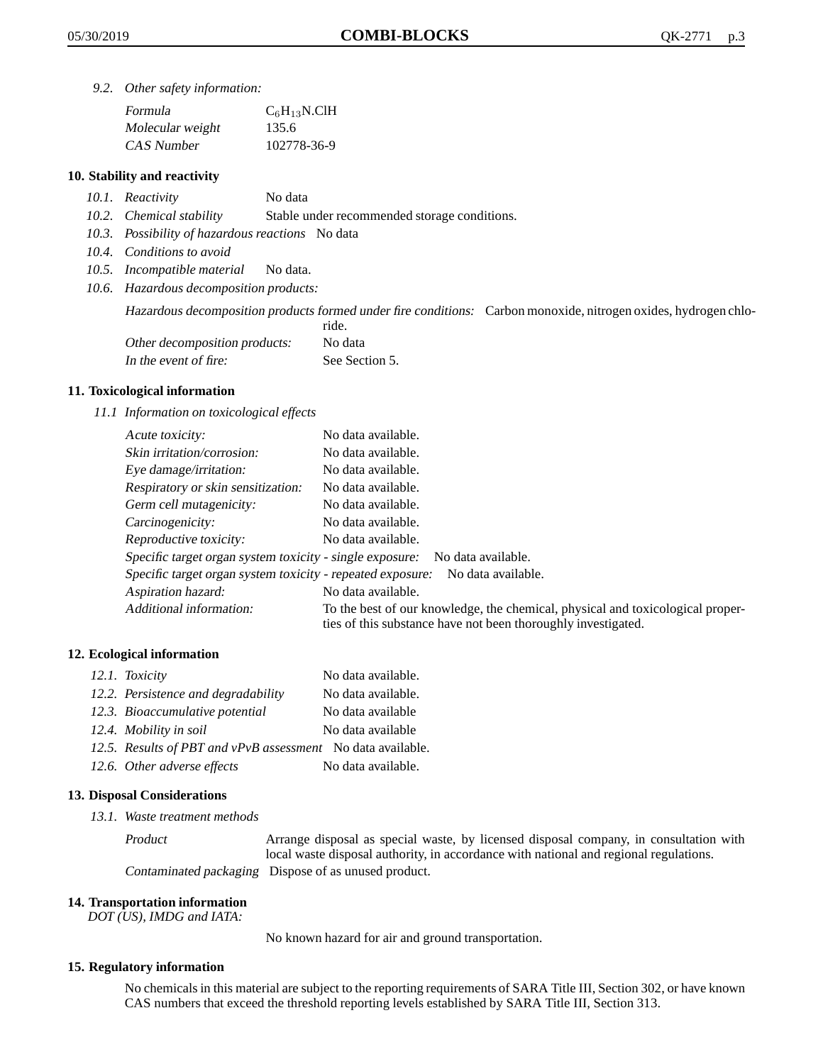*9.2. Other safety information:*

| | |
|---|---|
| *Formula* | $C_6H_{13}N.ClH$ |
| *Molecular weight* | 135.6 |
| *CAS Number* | 102778-36-9 |

## 10. Stability and reactivity

*10.1. Reactivity* No data

*10.2. Chemical stability* Stable under recommended storage conditions.

*10.3. Possibility of hazardous reactions* No data

*10.4. Conditions to avoid*

*10.5. Incompatible material* No data.

*10.6. Hazardous decomposition products:*

*Hazardous decomposition products formed under fire conditions:* Carbon monoxide, nitrogen oxides, hydrogen chloride.

*Other decomposition products:* No data

*In the event of fire:* See Section 5.

## 11. Toxicological information

*11.1 Information on toxicological effects*

| | |
|---|---|
| *Acute toxicity:* | No data available. |
| *Skin irritation/corrosion:* | No data available. |
| *Eye damage/irritation:* | No data available. |
| *Respiratory or skin sensitization:* | No data available. |
| *Germ cell mutagenicity:* | No data available. |
| *Carcinogenicity:* | No data available. |
| *Reproductive toxicity:* | No data available. |
| *Specific target organ system toxicity - single exposure:* | No data available. |
| *Specific target organ system toxicity - repeated exposure:* | No data available. |
| *Aspiration hazard:* | No data available. |
| *Additional information:* | To the best of our knowledge, the chemical, physical and toxicological properties of this substance have not been thoroughly investigated. |

## 12. Ecological information

| | |
|---|---|
| *12.1. Toxicity* | No data available. |
| *12.2. Persistence and degradability* | No data available. |
| *12.3. Bioaccumulative potential* | No data available |
| *12.4. Mobility in soil* | No data available |
| *12.5. Results of PBT and vPvB assessment* | No data available. |
| *12.6. Other adverse effects* | No data available. |

## 13. Disposal Considerations

*13.1. Waste treatment methods*

*Product* Arrange disposal as special waste, by licensed disposal company, in consultation with local waste disposal authority, in accordance with national and regional regulations.

*Contaminated packaging* Dispose of as unused product.

## 14. Transportation information

*DOT (US), IMDG and IATA:*

No known hazard for air and ground transportation.

## 15. Regulatory information

No chemicals in this material are subject to the reporting requirements of SARA Title III, Section 302, or have known CAS numbers that exceed the threshold reporting levels established by SARA Title III, Section 313.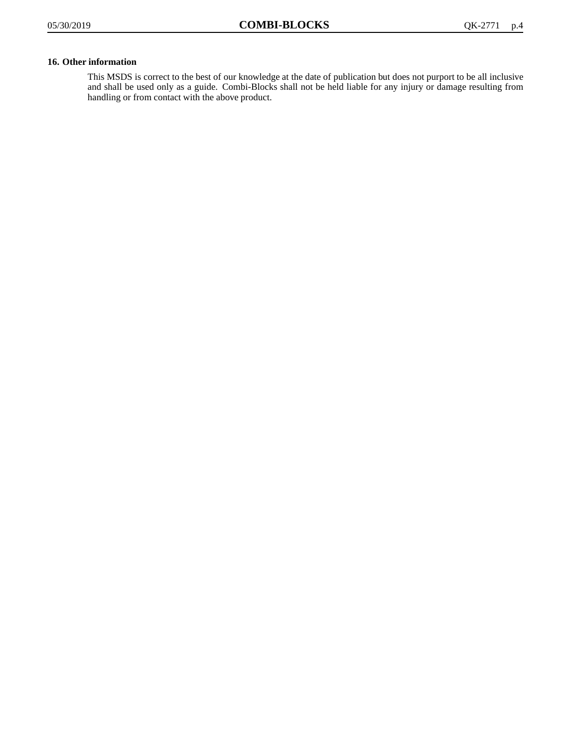## 16. Other information

This MSDS is correct to the best of our knowledge at the date of publication but does not purport to be all inclusive and shall be used only as a guide. Combi-Blocks shall not be held liable for any injury or damage resulting from handling or from contact with the above product.